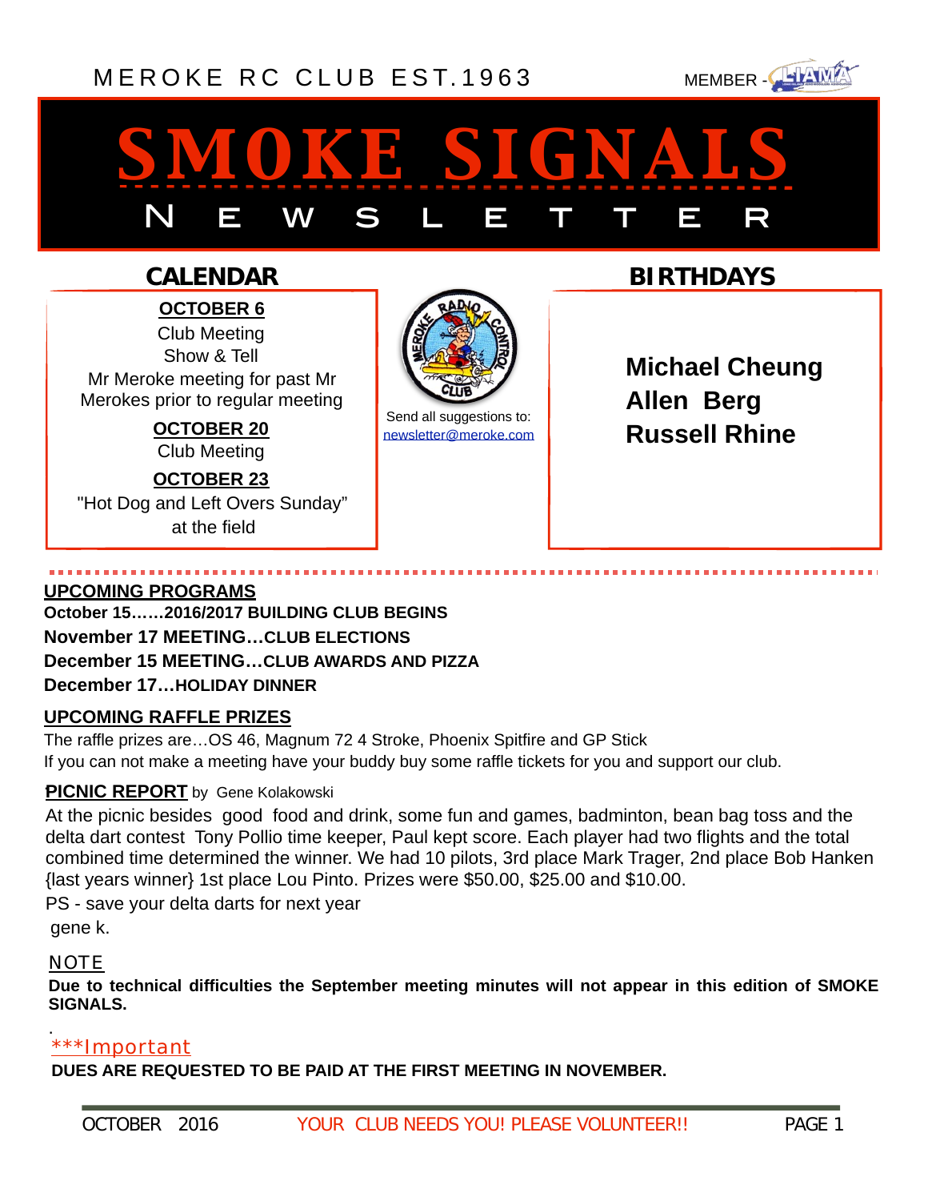MEROKE RC CLUB EST.1963

MEMBER - LIAMA

# SMOKE SIGNALS

## NEWSLETTER

## CALENDAR

**OCTOBER 6**

Club Meeting

Show & Tell

Mr Meroke meeting for past Mr Merokes prior to regular meeting

**OCTOBER 20**

Club Meeting

**OCTOBER 23**

"Hot Dog and Left Overs Sunday" at the field

Send all suggestions to: newsletter@meroke.com

## BIRTHDAYS

**Michael Cheung**

**Allen Berg**

**Russell Rhine**

## UPCOMING PROGRAMS

**October 15……2016/2017 BUILDING CLUB BEGINS**

**November 17 MEETING…CLUB ELECTIONS**

**December 15 MEETING…CLUB AWARDS AND PIZZA**

**December 17…HOLIDAY DINNER**

## UPCOMING RAFFLE PRIZES

The raffle prizes are…OS 46, Magnum 72 4 Stroke, Phoenix Spitfire and GP Stick

If you can not make a meeting have your buddy buy some raffle tickets for you and support our club.

## PICNIC REPORT by Gene Kolakowski

At the picnic besides good food and drink, some fun and games, badminton, bean bag toss and the delta dart contest Tony Pollio time keeper, Paul kept score. Each player had two flights and the total combined time determined the winner. We had 10 pilots, 3rd place Mark Trager, 2nd place Bob Hanken {last years winner} 1st place Lou Pinto. Prizes were $50.00, $25.00 and $10.00.

PS - save your delta darts for next year

gene k.

## NOTE

**Due to technical difficulties the September meeting minutes will not appear in this edition of SMOKE SIGNALS.**

## ***Important

**DUES ARE REQUESTED TO BE PAID AT THE FIRST MEETING IN NOVEMBER.**

OCTOBER 2016 YOUR CLUB NEEDS YOU! PLEASE VOLUNTEER!!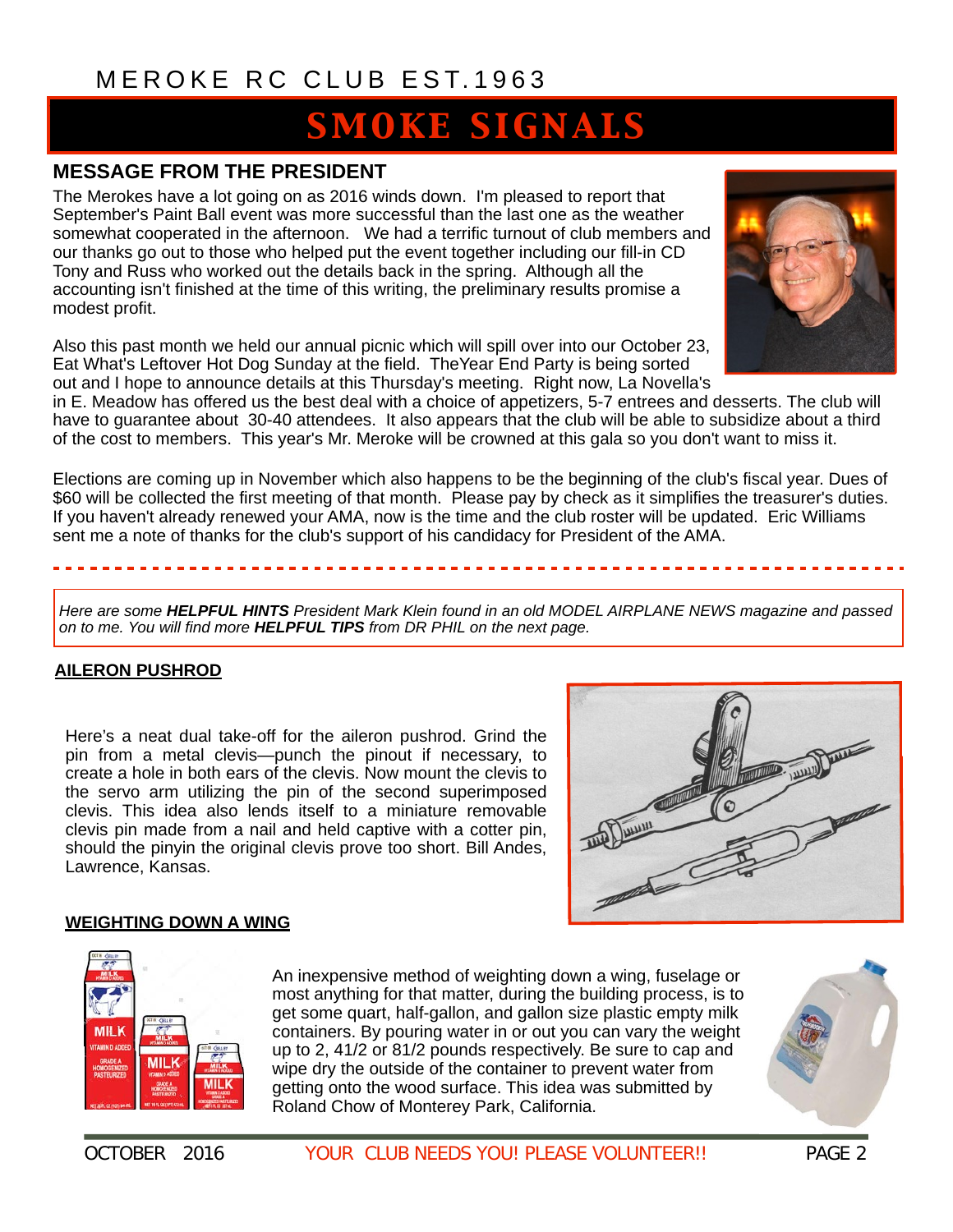MEROKE RC CLUB EST.1963

# SMOKE SIGNALS

## MESSAGE FROM THE PRESIDENT

The Merokes have a lot going on as 2016 winds down. I'm pleased to report that September's Paint Ball event was more successful than the last one as the weather somewhat cooperated in the afternoon. We had a terrific turnout of club members and our thanks go out to those who helped put the event together including our fill-in CD Tony and Russ who worked out the details back in the spring. Although all the accounting isn't finished at the time of this writing, the preliminary results promise a modest profit.

Also this past month we held our annual picnic which will spill over into our October 23, Eat What's Leftover Hot Dog Sunday at the field. TheYear End Party is being sorted out and I hope to announce details at this Thursday's meeting. Right now, La Novella's in E. Meadow has offered us the best deal with a choice of appetizers, 5-7 entrees and desserts. The club will have to guarantee about 30-40 attendees. It also appears that the club will be able to subsidize about a third of the cost to members. This year's Mr. Meroke will be crowned at this gala so you don't want to miss it.

Elections are coming up in November which also happens to be the beginning of the club's fiscal year. Dues of $60 will be collected the first meeting of that month. Please pay by check as it simplifies the treasurer's duties. If you haven't already renewed your AMA, now is the time and the club roster will be updated. Eric Williams sent me a note of thanks for the club's support of his candidacy for President of the AMA.

---

*Here are some **HELPFUL HINTS** President Mark Klein found in an old MODEL AIRPLANE NEWS magazine and passed on to me. You will find more **HELPFUL TIPS** from DR PHIL on the next page.*

### AILERON PUSHROD

Here's a neat dual take-off for the aileron pushrod. Grind the pin from a metal clevis—punch the pinout if necessary, to create a hole in both ears of the clevis. Now mount the clevis to the servo arm utilizing the pin of the second superimposed clevis. This idea also lends itself to a miniature removable clevis pin made from a nail and held captive with a cotter pin, should the pinyin the original clevis prove too short. Bill Andes, Lawrence, Kansas.

### WEIGHTING DOWN A WING

An inexpensive method of weighting down a wing, fuselage or most anything for that matter, during the building process, is to get some quart, half-gallon, and gallon size plastic empty milk containers. By pouring water in or out you can vary the weight up to 2, 41/2 or 81/2 pounds respectively. Be sure to cap and wipe dry the outside of the container to prevent water from getting onto the wood surface. This idea was submitted by Roland Chow of Monterey Park, California.

YOUR CLUB NEEDS YOU! PLEASE VOLUNTEER!!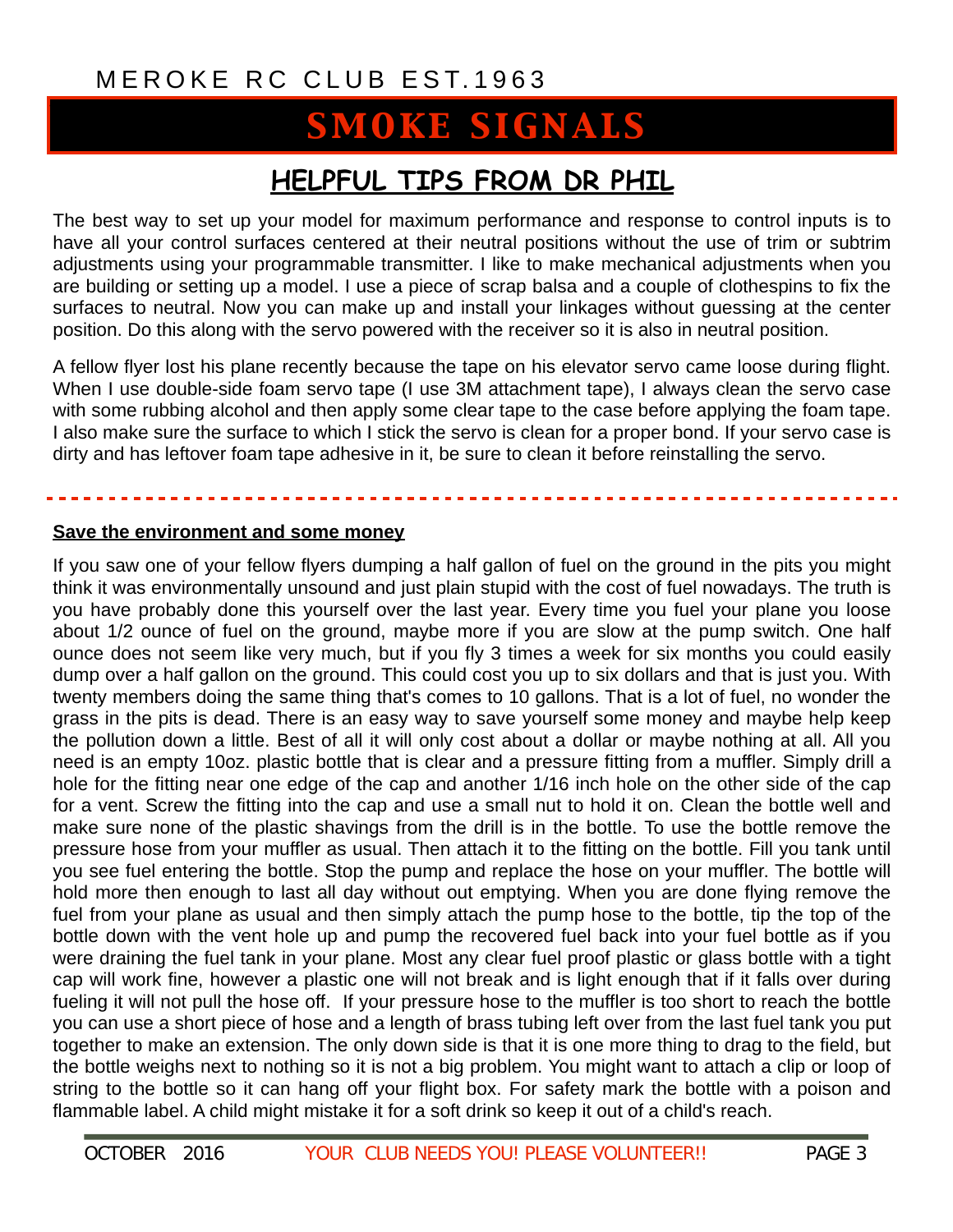# HELPFUL TIPS FROM DR PHIL

The best way to set up your model for maximum performance and response to control inputs is to have all your control surfaces centered at their neutral positions without the use of trim or subtrim adjustments using your programmable transmitter. I like to make mechanical adjustments when you are building or setting up a model. I use a piece of scrap balsa and a couple of clothespins to fix the surfaces to neutral. Now you can make up and install your linkages without guessing at the center position. Do this along with the servo powered with the receiver so it is also in neutral position.

A fellow flyer lost his plane recently because the tape on his elevator servo came loose during flight. When I use double-side foam servo tape (I use 3M attachment tape), I always clean the servo case with some rubbing alcohol and then apply some clear tape to the case before applying the foam tape. I also make sure the surface to which I stick the servo is clean for a proper bond. If your servo case is dirty and has leftover foam tape adhesive in it, be sure to clean it before reinstalling the servo.

---

**Save the environment and some money**

If you saw one of your fellow flyers dumping a half gallon of fuel on the ground in the pits you might think it was environmentally unsound and just plain stupid with the cost of fuel nowadays. The truth is you have probably done this yourself over the last year. Every time you fuel your plane you loose about 1/2 ounce of fuel on the ground, maybe more if you are slow at the pump switch. One half ounce does not seem like very much, but if you fly 3 times a week for six months you could easily dump over a half gallon on the ground. This could cost you up to six dollars and that is just you. With twenty members doing the same thing that's comes to 10 gallons. That is a lot of fuel, no wonder the grass in the pits is dead. There is an easy way to save yourself some money and maybe help keep the pollution down a little. Best of all it will only cost about a dollar or maybe nothing at all. All you need is an empty 10oz. plastic bottle that is clear and a pressure fitting from a muffler. Simply drill a hole for the fitting near one edge of the cap and another 1/16 inch hole on the other side of the cap for a vent. Screw the fitting into the cap and use a small nut to hold it on. Clean the bottle well and make sure none of the plastic shavings from the drill is in the bottle. To use the bottle remove the pressure hose from your muffler as usual. Then attach it to the fitting on the bottle. Fill you tank until you see fuel entering the bottle. Stop the pump and replace the hose on your muffler. The bottle will hold more then enough to last all day without out emptying. When you are done flying remove the fuel from your plane as usual and then simply attach the pump hose to the bottle, tip the top of the bottle down with the vent hole up and pump the recovered fuel back into your fuel bottle as if you were draining the fuel tank in your plane. Most any clear fuel proof plastic or glass bottle with a tight cap will work fine, however a plastic one will not break and is light enough that if it falls over during fueling it will not pull the hose off. If your pressure hose to the muffler is too short to reach the bottle you can use a short piece of hose and a length of brass tubing left over from the last fuel tank you put together to make an extension. The only down side is that it is one more thing to drag to the field, but the bottle weighs next to nothing so it is not a big problem. You might want to attach a clip or loop of string to the bottle so it can hang off your flight box. For safety mark the bottle with a poison and flammable label. A child might mistake it for a soft drink so keep it out of a child's reach.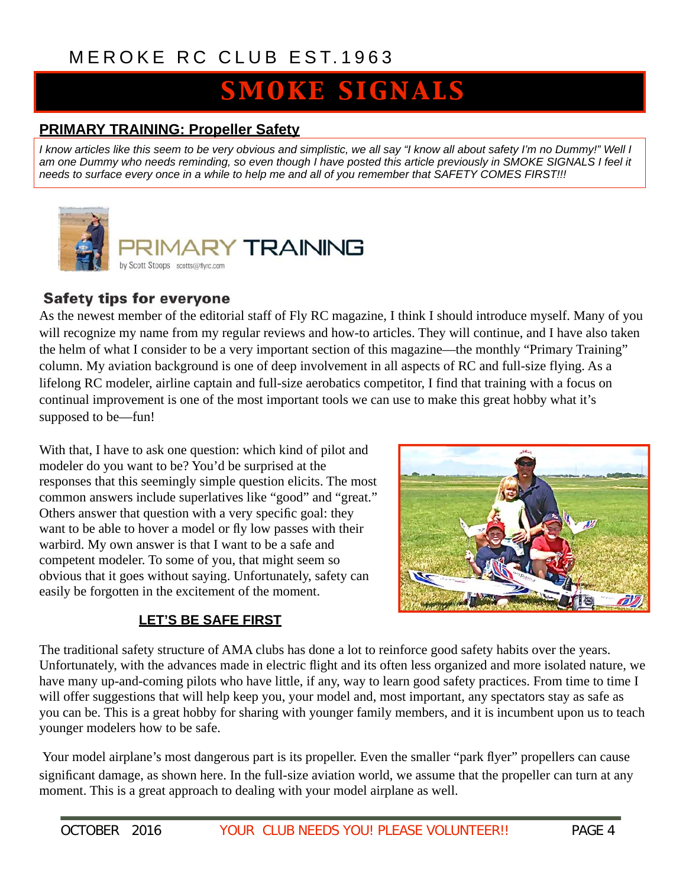## PRIMARY TRAINING: Propeller Safety

*I know articles like this seem to be very obvious and simplistic, we all say "I know all about safety I'm no Dummy!" Well I am one Dummy who needs reminding, so even though I have posted this article previously in SMOKE SIGNALS I feel it needs to surface every once in a while to help me and all of you remember that SAFETY COMES FIRST!!!*

# PRIMARY TRAINING

by Scott Stoops scotts@flyrc.com

### Safety tips for everyone

As the newest member of the editorial staff of Fly RC magazine, I think I should introduce myself. Many of you will recognize my name from my regular reviews and how-to articles. They will continue, and I have also taken the helm of what I consider to be a very important section of this magazine—the monthly "Primary Training" column. My aviation background is one of deep involvement in all aspects of RC and full-size flying. As a lifelong RC modeler, airline captain and full-size aerobatics competitor, I find that training with a focus on continual improvement is one of the most important tools we can use to make this great hobby what it's supposed to be—fun!

With that, I have to ask one question: which kind of pilot and modeler do you want to be? You'd be surprised at the responses that this seemingly simple question elicits. The most common answers include superlatives like "good" and "great." Others answer that question with a very specific goal: they want to be able to hover a model or fly low passes with their warbird. My own answer is that I want to be a safe and competent modeler. To some of you, that might seem so obvious that it goes without saying. Unfortunately, safety can easily be forgotten in the excitement of the moment.

### LET'S BE SAFE FIRST

The traditional safety structure of AMA clubs has done a lot to reinforce good safety habits over the years. Unfortunately, with the advances made in electric flight and its often less organized and more isolated nature, we have many up-and-coming pilots who have little, if any, way to learn good safety practices. From time to time I will offer suggestions that will help keep you, your model and, most important, any spectators stay as safe as you can be. This is a great hobby for sharing with younger family members, and it is incumbent upon us to teach younger modelers how to be safe.

Your model airplane's most dangerous part is its propeller. Even the smaller "park flyer" propellers can cause significant damage, as shown here. In the full-size aviation world, we assume that the propeller can turn at any moment. This is a great approach to dealing with your model airplane as well.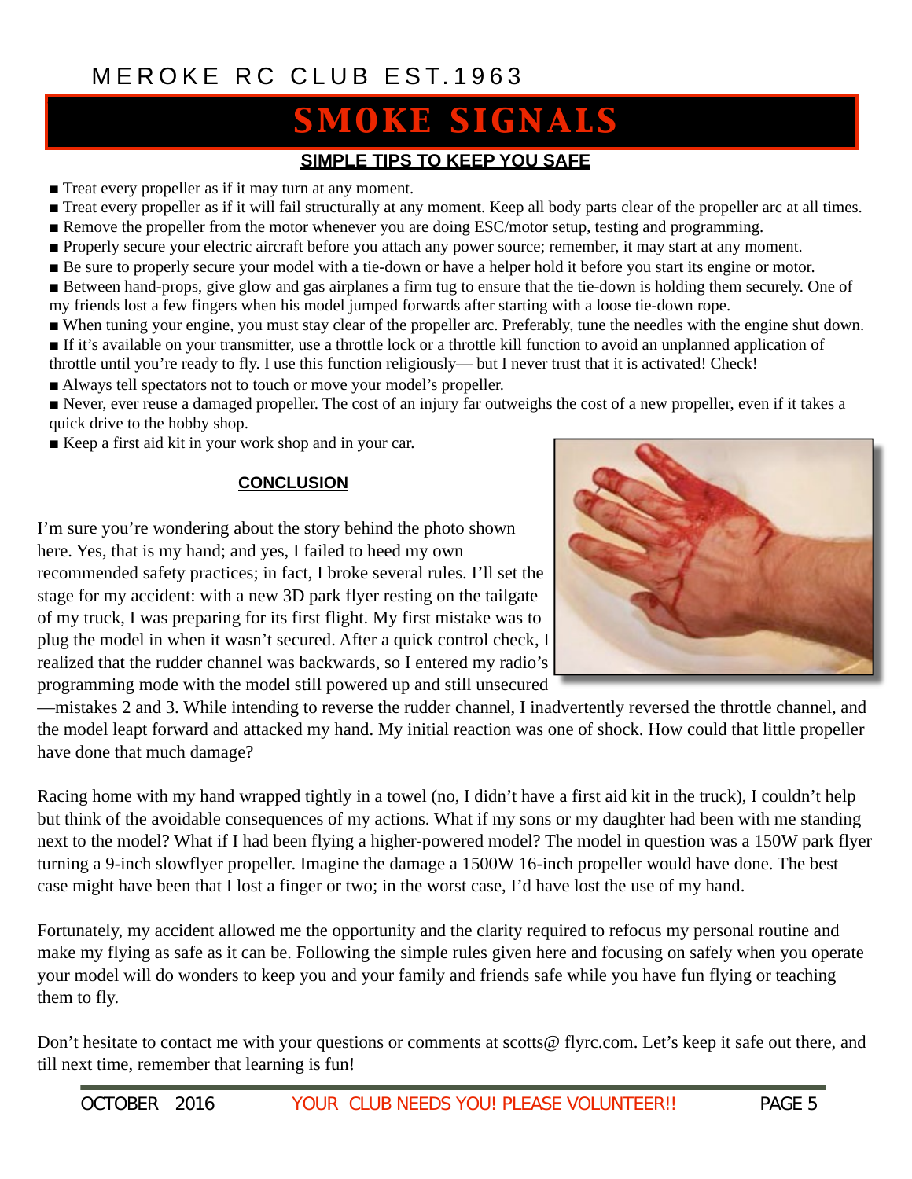## SIMPLE TIPS TO KEEP YOU SAFE

- Treat every propeller as if it may turn at any moment.
- Treat every propeller as if it will fail structurally at any moment. Keep all body parts clear of the propeller arc at all times.
- Remove the propeller from the motor whenever you are doing ESC/motor setup, testing and programming.
- Properly secure your electric aircraft before you attach any power source; remember, it may start at any moment.
- Be sure to properly secure your model with a tie-down or have a helper hold it before you start its engine or motor.
- Between hand-props, give glow and gas airplanes a firm tug to ensure that the tie-down is holding them securely. One of my friends lost a few fingers when his model jumped forwards after starting with a loose tie-down rope.
- When tuning your engine, you must stay clear of the propeller arc. Preferably, tune the needles with the engine shut down.
- If it's available on your transmitter, use a throttle lock or a throttle kill function to avoid an unplanned application of throttle until you're ready to fly. I use this function religiously— but I never trust that it is activated! Check!
- Always tell spectators not to touch or move your model's propeller.
- Never, ever reuse a damaged propeller. The cost of an injury far outweighs the cost of a new propeller, even if it takes a quick drive to the hobby shop.
- Keep a first aid kit in your work shop and in your car.

## CONCLUSION

I'm sure you're wondering about the story behind the photo shown here. Yes, that is my hand; and yes, I failed to heed my own recommended safety practices; in fact, I broke several rules. I'll set the stage for my accident: with a new 3D park flyer resting on the tailgate of my truck, I was preparing for its first flight. My first mistake was to plug the model in when it wasn't secured. After a quick control check, I realized that the rudder channel was backwards, so I entered my radio's programming mode with the model still powered up and still unsecured —mistakes 2 and 3. While intending to reverse the rudder channel, I inadvertently reversed the throttle channel, and the model leapt forward and attacked my hand. My initial reaction was one of shock. How could that little propeller have done that much damage?

Racing home with my hand wrapped tightly in a towel (no, I didn't have a first aid kit in the truck), I couldn't help but think of the avoidable consequences of my actions. What if my sons or my daughter had been with me standing next to the model? What if I had been flying a higher-powered model? The model in question was a 150W park flyer turning a 9-inch slowflyer propeller. Imagine the damage a 1500W 16-inch propeller would have done. The best case might have been that I lost a finger or two; in the worst case, I'd have lost the use of my hand.

Fortunately, my accident allowed me the opportunity and the clarity required to refocus my personal routine and make my flying as safe as it can be. Following the simple rules given here and focusing on safely when you operate your model will do wonders to keep you and your family and friends safe while you have fun flying or teaching them to fly.

Don't hesitate to contact me with your questions or comments at scotts@ flyrc.com. Let's keep it safe out there, and till next time, remember that learning is fun!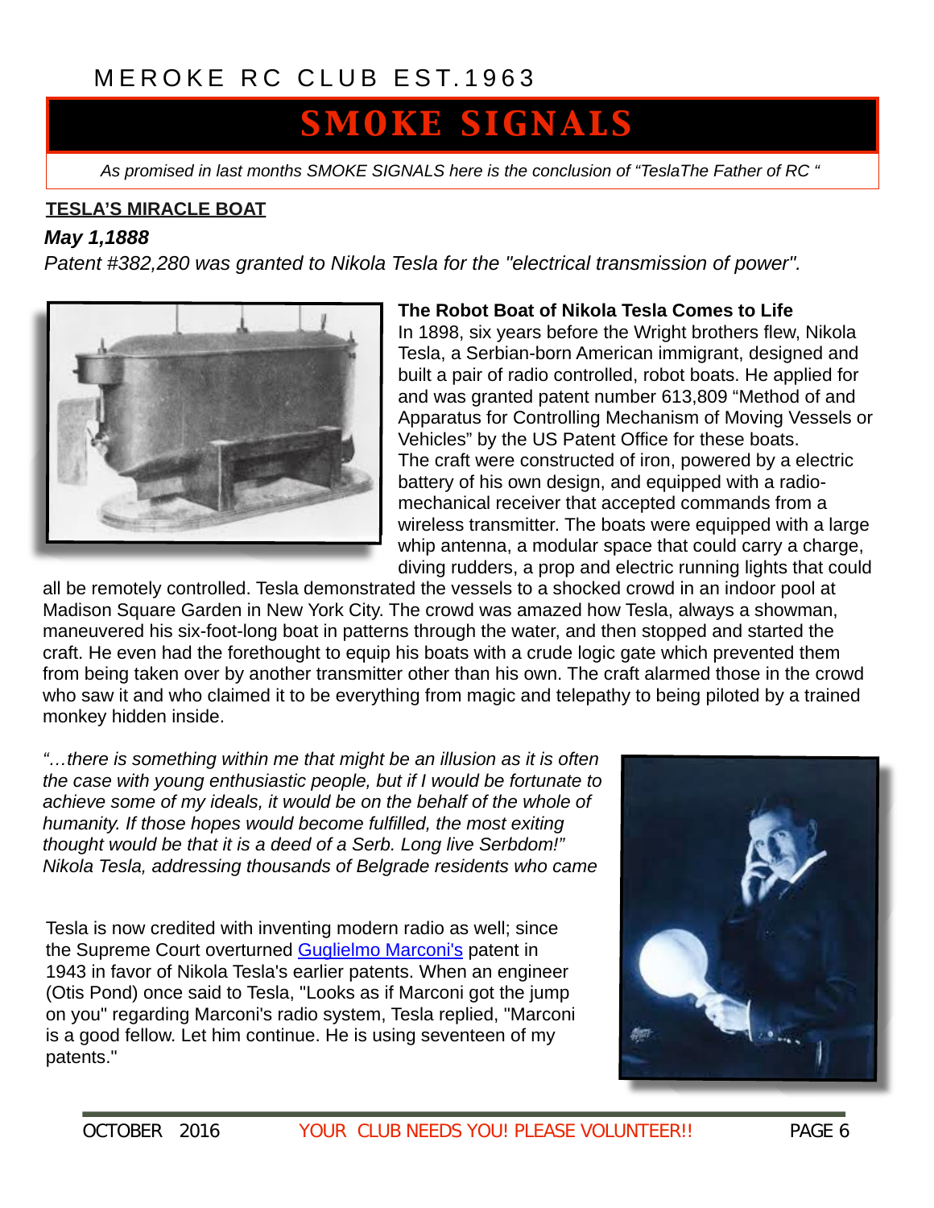MEROKE RC CLUB EST.1963

# SMOKE SIGNALS

*As promised in last months SMOKE SIGNALS here is the conclusion of "TeslaThe Father of RC "*

**TESLA'S MIRACLE BOAT**

***May 1,1888***

*Patent #382,280 was granted to Nikola Tesla for the "electrical transmission of power".*

**The Robot Boat of Nikola Tesla Comes to Life**

In 1898, six years before the Wright brothers flew, Nikola Tesla, a Serbian-born American immigrant, designed and built a pair of radio controlled, robot boats. He applied for and was granted patent number 613,809 "Method of and Apparatus for Controlling Mechanism of Moving Vessels or Vehicles" by the US Patent Office for these boats. The craft were constructed of iron, powered by a electric battery of his own design, and equipped with a radio-mechanical receiver that accepted commands from a wireless transmitter. The boats were equipped with a large whip antenna, a modular space that could carry a charge, diving rudders, a prop and electric running lights that could all be remotely controlled. Tesla demonstrated the vessels to a shocked crowd in an indoor pool at Madison Square Garden in New York City. The crowd was amazed how Tesla, always a showman, maneuvered his six-foot-long boat in patterns through the water, and then stopped and started the craft. He even had the forethought to equip his boats with a crude logic gate which prevented them from being taken over by another transmitter other than his own. The craft alarmed those in the crowd who saw it and who claimed it to be everything from magic and telepathy to being piloted by a trained monkey hidden inside.

*"…there is something within me that might be an illusion as it is often the case with young enthusiastic people, but if I would be fortunate to achieve some of my ideals, it would be on the behalf of the whole of humanity. If those hopes would become fulfilled, the most exiting thought would be that it is a deed of a Serb. Long live Serbdom!" Nikola Tesla, addressing thousands of Belgrade residents who came*

Tesla is now credited with inventing modern radio as well; since the Supreme Court overturned Guglielmo Marconi's patent in 1943 in favor of Nikola Tesla's earlier patents. When an engineer (Otis Pond) once said to Tesla, "Looks as if Marconi got the jump on you" regarding Marconi's radio system, Tesla replied, "Marconi is a good fellow. Let him continue. He is using seventeen of my patents."

OCTOBER 2016 YOUR CLUB NEEDS YOU! PLEASE VOLUNTEER!!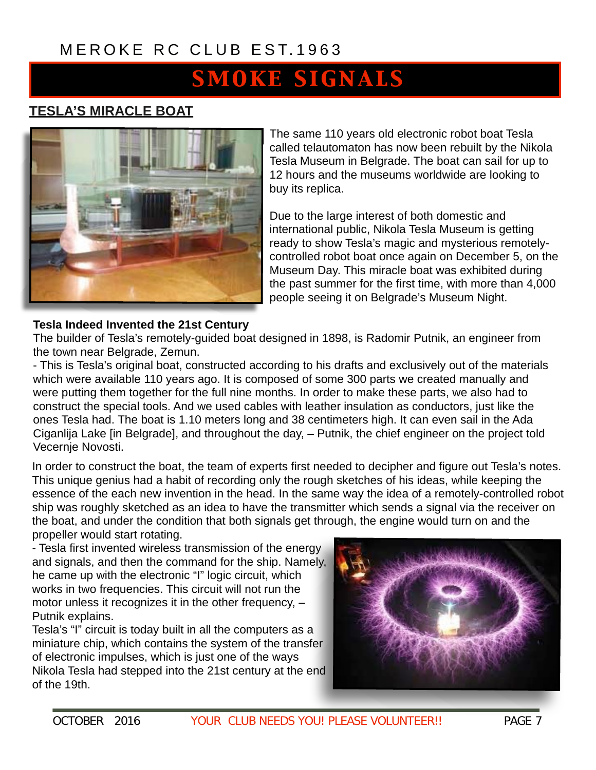## TESLA'S MIRACLE BOAT

The same 110 years old electronic robot boat Tesla called telautomaton has now been rebuilt by the Nikola Tesla Museum in Belgrade. The boat can sail for up to 12 hours and the museums worldwide are looking to buy its replica.

Due to the large interest of both domestic and international public, Nikola Tesla Museum is getting ready to show Tesla's magic and mysterious remotely-controlled robot boat once again on December 5, on the Museum Day. This miracle boat was exhibited during the past summer for the first time, with more than 4,000 people seeing it on Belgrade's Museum Night.

**Tesla Indeed Invented the 21st Century**

The builder of Tesla's remotely-guided boat designed in 1898, is Radomir Putnik, an engineer from the town near Belgrade, Zemun.

- This is Tesla's original boat, constructed according to his drafts and exclusively out of the materials which were available 110 years ago. It is composed of some 300 parts we created manually and were putting them together for the full nine months. In order to make these parts, we also had to construct the special tools. And we used cables with leather insulation as conductors, just like the ones Tesla had. The boat is 1.10 meters long and 38 centimeters high. It can even sail in the Ada Ciganlija Lake [in Belgrade], and throughout the day, – Putnik, the chief engineer on the project told Vecernje Novosti.

In order to construct the boat, the team of experts first needed to decipher and figure out Tesla's notes. This unique genius had a habit of recording only the rough sketches of his ideas, while keeping the essence of the each new invention in the head. In the same way the idea of a remotely-controlled robot ship was roughly sketched as an idea to have the transmitter which sends a signal via the receiver on the boat, and under the condition that both signals get through, the engine would turn on and the propeller would start rotating.

- Tesla first invented wireless transmission of the energy and signals, and then the command for the ship. Namely, he came up with the electronic "I" logic circuit, which works in two frequencies. This circuit will not run the motor unless it recognizes it in the other frequency, – Putnik explains.

Tesla's "I" circuit is today built in all the computers as a miniature chip, which contains the system of the transfer of electronic impulses, which is just one of the ways Nikola Tesla had stepped into the 21st century at the end of the 19th.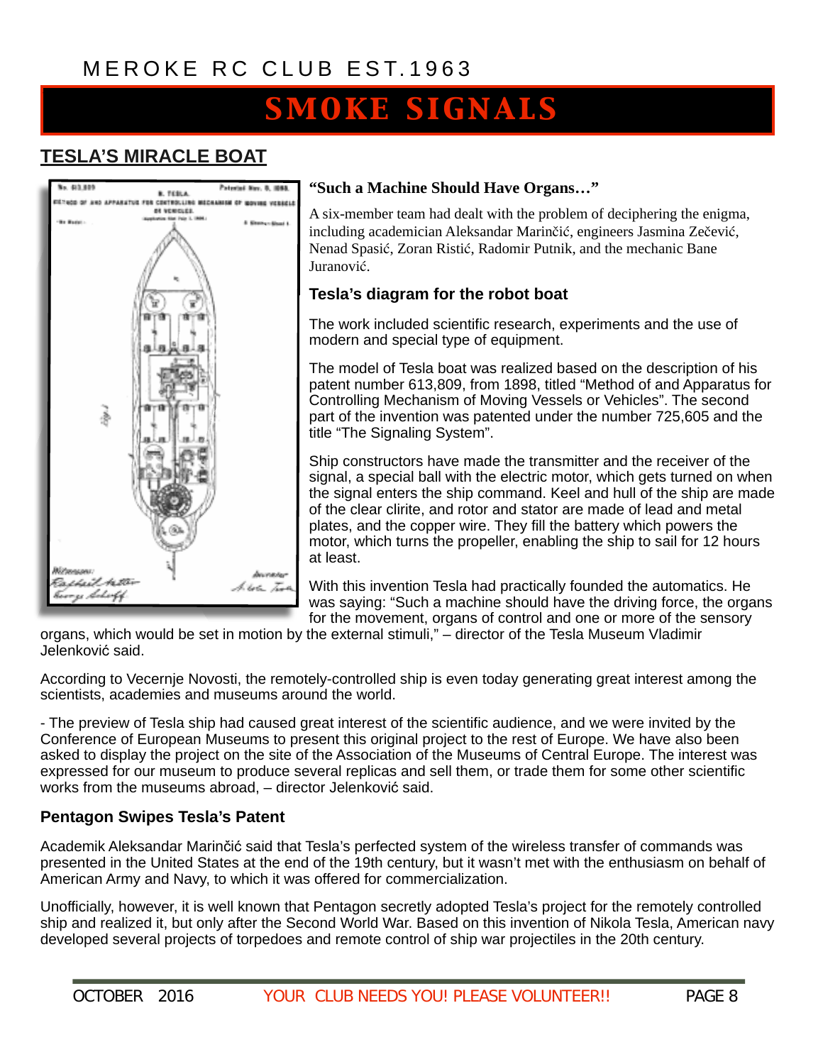MEROKE RC CLUB EST.1963

# SMOKE SIGNALS

## TESLA'S MIRACLE BOAT

### "Such a Machine Should Have Organs…"

A six-member team had dealt with the problem of deciphering the enigma, including academician Aleksandar Marinčić, engineers Jasmina Zečević, Nenad Spasić, Zoran Ristić, Radomir Putnik, and the mechanic Bane Juranović.

### Tesla's diagram for the robot boat

The work included scientific research, experiments and the use of modern and special type of equipment.

The model of Tesla boat was realized based on the description of his patent number 613,809, from 1898, titled "Method of and Apparatus for Controlling Mechanism of Moving Vessels or Vehicles". The second part of the invention was patented under the number 725,605 and the title "The Signaling System".

Ship constructors have made the transmitter and the receiver of the signal, a special ball with the electric motor, which gets turned on when the signal enters the ship command. Keel and hull of the ship are made of the clear clirite, and rotor and stator are made of lead and metal plates, and the copper wire. They fill the battery which powers the motor, which turns the propeller, enabling the ship to sail for 12 hours at least.

With this invention Tesla had practically founded the automatics. He was saying: "Such a machine should have the driving force, the organs for the movement, organs of control and one or more of the sensory organs, which would be set in motion by the external stimuli," – director of the Tesla Museum Vladimir Jelenković said.

According to Vecernje Novosti, the remotely-controlled ship is even today generating great interest among the scientists, academies and museums around the world.

- The preview of Tesla ship had caused great interest of the scientific audience, and we were invited by the Conference of European Museums to present this original project to the rest of Europe. We have also been asked to display the project on the site of the Association of the Museums of Central Europe. The interest was expressed for our museum to produce several replicas and sell them, or trade them for some other scientific works from the museums abroad, – director Jelenković said.

### Pentagon Swipes Tesla's Patent

Academik Aleksandar Marinčić said that Tesla's perfected system of the wireless transfer of commands was presented in the United States at the end of the 19th century, but it wasn't met with the enthusiasm on behalf of American Army and Navy, to which it was offered for commercialization.

Unofficially, however, it is well known that Pentagon secretly adopted Tesla's project for the remotely controlled ship and realized it, but only after the Second World War. Based on this invention of Nikola Tesla, American navy developed several projects of torpedoes and remote control of ship war projectiles in the 20th century.

YOUR CLUB NEEDS YOU! PLEASE VOLUNTEER!!